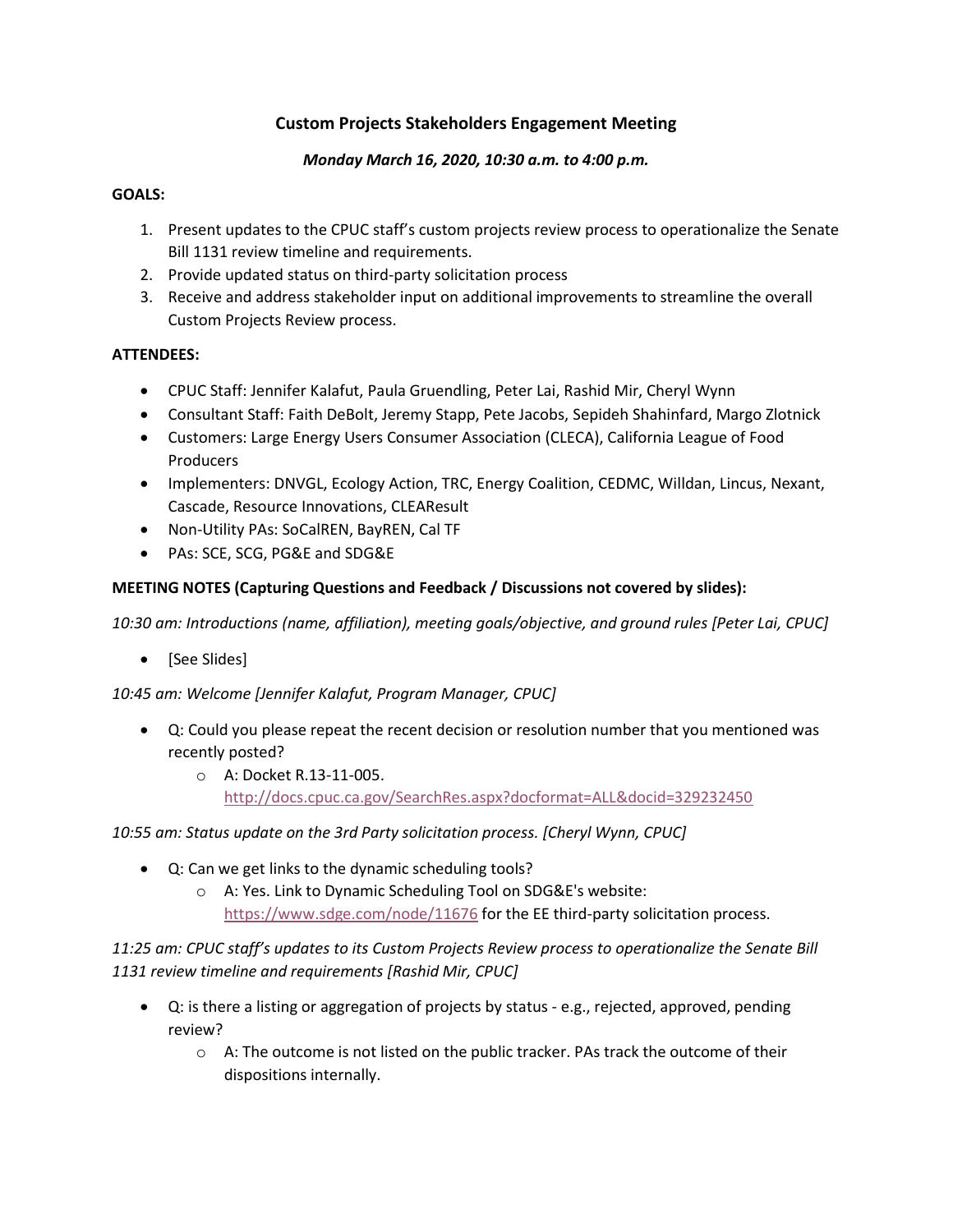# Custom Projects Stakeholders Engagement Meeting

***Monday March 16, 2020, 10:30 a.m. to 4:00 p.m.***

**GOALS:**

1. Present updates to the CPUC staff's custom projects review process to operationalize the Senate Bill 1131 review timeline and requirements.
2. Provide updated status on third-party solicitation process
3. Receive and address stakeholder input on additional improvements to streamline the overall Custom Projects Review process.

**ATTENDEES:**

- CPUC Staff: Jennifer Kalafut, Paula Gruendling, Peter Lai, Rashid Mir, Cheryl Wynn
- Consultant Staff: Faith DeBolt, Jeremy Stapp, Pete Jacobs, Sepideh Shahinfard, Margo Zlotnick
- Customers: Large Energy Users Consumer Association (CLECA), California League of Food Producers
- Implementers: DNVGL, Ecology Action, TRC, Energy Coalition, CEDMC, Willdan, Lincus, Nexant, Cascade, Resource Innovations, CLEAResult
- Non-Utility PAs: SoCalREN, BayREN, Cal TF
- PAs: SCE, SCG, PG&E and SDG&E

**MEETING NOTES (Capturing Questions and Feedback / Discussions not covered by slides):**

*10:30 am: Introductions (name, affiliation), meeting goals/objective, and ground rules [Peter Lai, CPUC]*

- [See Slides]

*10:45 am: Welcome [Jennifer Kalafut, Program Manager, CPUC]*

- Q: Could you please repeat the recent decision or resolution number that you mentioned was recently posted?
  - A: Docket R.13-11-005. http://docs.cpuc.ca.gov/SearchRes.aspx?docformat=ALL&docid=329232450

*10:55 am: Status update on the 3rd Party solicitation process. [Cheryl Wynn, CPUC]*

- Q: Can we get links to the dynamic scheduling tools?
  - A: Yes. Link to Dynamic Scheduling Tool on SDG&E's website: https://www.sdge.com/node/11676 for the EE third-party solicitation process.

*11:25 am: CPUC staff's updates to its Custom Projects Review process to operationalize the Senate Bill 1131 review timeline and requirements [Rashid Mir, CPUC]*

- Q: is there a listing or aggregation of projects by status - e.g., rejected, approved, pending review?
  - A: The outcome is not listed on the public tracker. PAs track the outcome of their dispositions internally.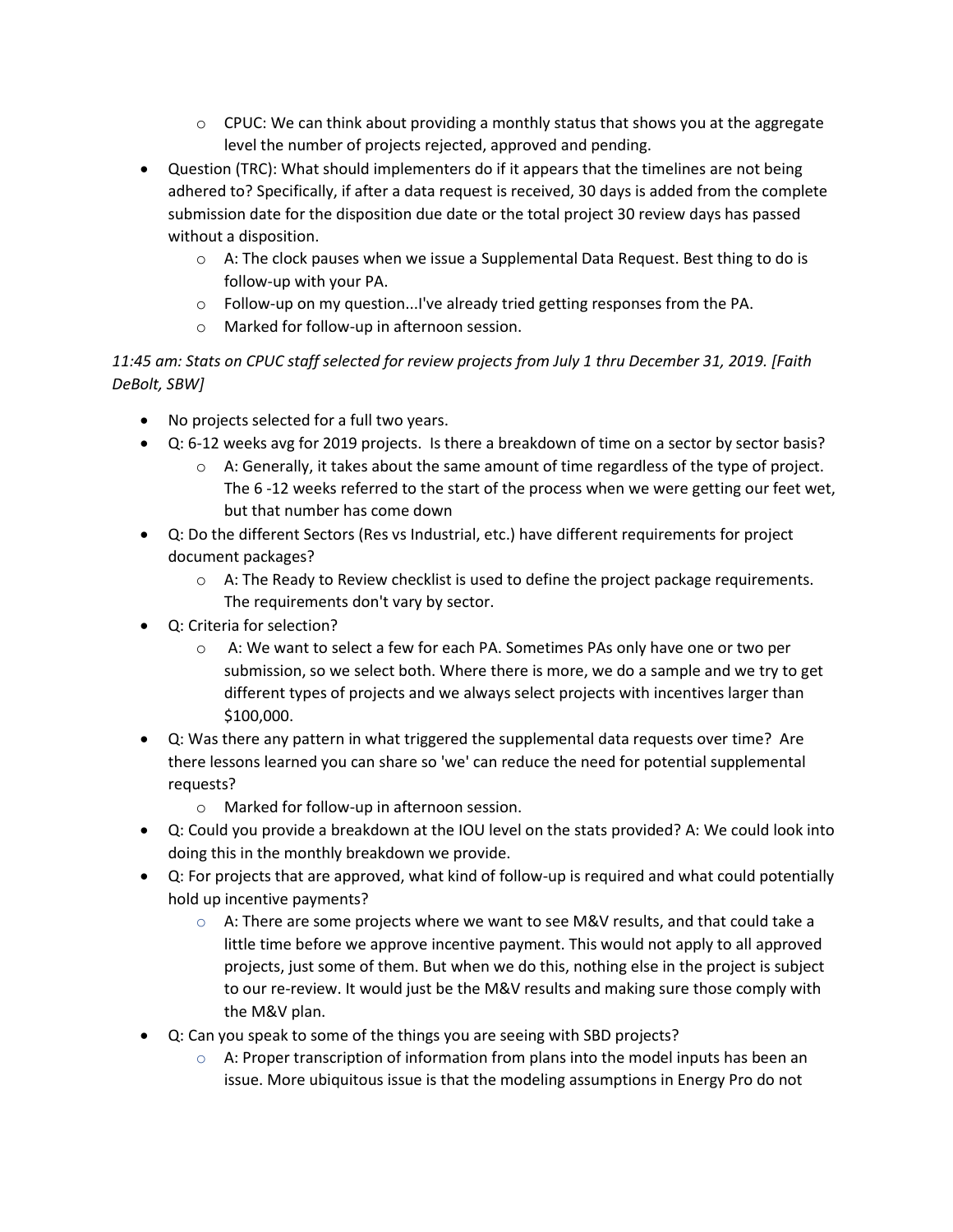- CPUC: We can think about providing a monthly status that shows you at the aggregate level the number of projects rejected, approved and pending.
- Question (TRC): What should implementers do if it appears that the timelines are not being adhered to? Specifically, if after a data request is received, 30 days is added from the complete submission date for the disposition due date or the total project 30 review days has passed without a disposition.
  - A: The clock pauses when we issue a Supplemental Data Request. Best thing to do is follow-up with your PA.
  - Follow-up on my question...I've already tried getting responses from the PA.
  - Marked for follow-up in afternoon session.

*11:45 am: Stats on CPUC staff selected for review projects from July 1 thru December 31, 2019. [Faith DeBolt, SBW]*

- No projects selected for a full two years.
- Q: 6-12 weeks avg for 2019 projects. Is there a breakdown of time on a sector by sector basis?
  - A: Generally, it takes about the same amount of time regardless of the type of project. The 6 -12 weeks referred to the start of the process when we were getting our feet wet, but that number has come down
- Q: Do the different Sectors (Res vs Industrial, etc.) have different requirements for project document packages?
  - A: The Ready to Review checklist is used to define the project package requirements. The requirements don't vary by sector.
- Q: Criteria for selection?
  - A: We want to select a few for each PA. Sometimes PAs only have one or two per submission, so we select both. Where there is more, we do a sample and we try to get different types of projects and we always select projects with incentives larger than $100,000.
- Q: Was there any pattern in what triggered the supplemental data requests over time? Are there lessons learned you can share so 'we' can reduce the need for potential supplemental requests?
  - Marked for follow-up in afternoon session.
- Q: Could you provide a breakdown at the IOU level on the stats provided? A: We could look into doing this in the monthly breakdown we provide.
- Q: For projects that are approved, what kind of follow-up is required and what could potentially hold up incentive payments?
  - A: There are some projects where we want to see M&V results, and that could take a little time before we approve incentive payment. This would not apply to all approved projects, just some of them. But when we do this, nothing else in the project is subject to our re-review. It would just be the M&V results and making sure those comply with the M&V plan.
- Q: Can you speak to some of the things you are seeing with SBD projects?
  - A: Proper transcription of information from plans into the model inputs has been an issue. More ubiquitous issue is that the modeling assumptions in Energy Pro do not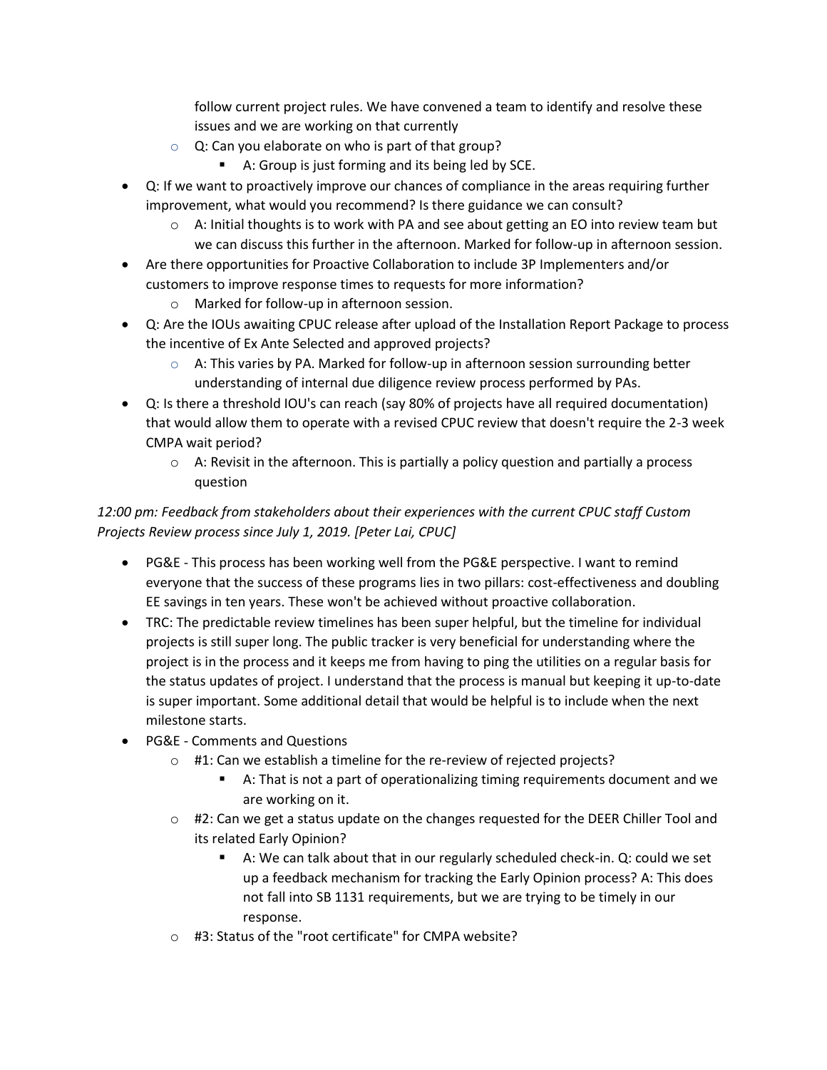follow current project rules. We have convened a team to identify and resolve these issues and we are working on that currently

- Q: Can you elaborate on who is part of that group?
  - A: Group is just forming and its being led by SCE.

- Q: If we want to proactively improve our chances of compliance in the areas requiring further improvement, what would you recommend? Is there guidance we can consult?
  - A: Initial thoughts is to work with PA and see about getting an EO into review team but we can discuss this further in the afternoon. Marked for follow-up in afternoon session.
- Are there opportunities for Proactive Collaboration to include 3P Implementers and/or customers to improve response times to requests for more information?
  - Marked for follow-up in afternoon session.
- Q: Are the IOUs awaiting CPUC release after upload of the Installation Report Package to process the incentive of Ex Ante Selected and approved projects?
  - A: This varies by PA. Marked for follow-up in afternoon session surrounding better understanding of internal due diligence review process performed by PAs.
- Q: Is there a threshold IOU's can reach (say 80% of projects have all required documentation) that would allow them to operate with a revised CPUC review that doesn't require the 2-3 week CMPA wait period?
  - A: Revisit in the afternoon. This is partially a policy question and partially a process question

*12:00 pm: Feedback from stakeholders about their experiences with the current CPUC staff Custom Projects Review process since July 1, 2019. [Peter Lai, CPUC]*

- PG&E - This process has been working well from the PG&E perspective. I want to remind everyone that the success of these programs lies in two pillars: cost-effectiveness and doubling EE savings in ten years. These won't be achieved without proactive collaboration.
- TRC: The predictable review timelines has been super helpful, but the timeline for individual projects is still super long. The public tracker is very beneficial for understanding where the project is in the process and it keeps me from having to ping the utilities on a regular basis for the status updates of project. I understand that the process is manual but keeping it up-to-date is super important. Some additional detail that would be helpful is to include when the next milestone starts.
- PG&E - Comments and Questions
  - #1: Can we establish a timeline for the re-review of rejected projects?
    - A: That is not a part of operationalizing timing requirements document and we are working on it.
  - #2: Can we get a status update on the changes requested for the DEER Chiller Tool and its related Early Opinion?
    - A: We can talk about that in our regularly scheduled check-in. Q: could we set up a feedback mechanism for tracking the Early Opinion process? A: This does not fall into SB 1131 requirements, but we are trying to be timely in our response.
  - #3: Status of the "root certificate" for CMPA website?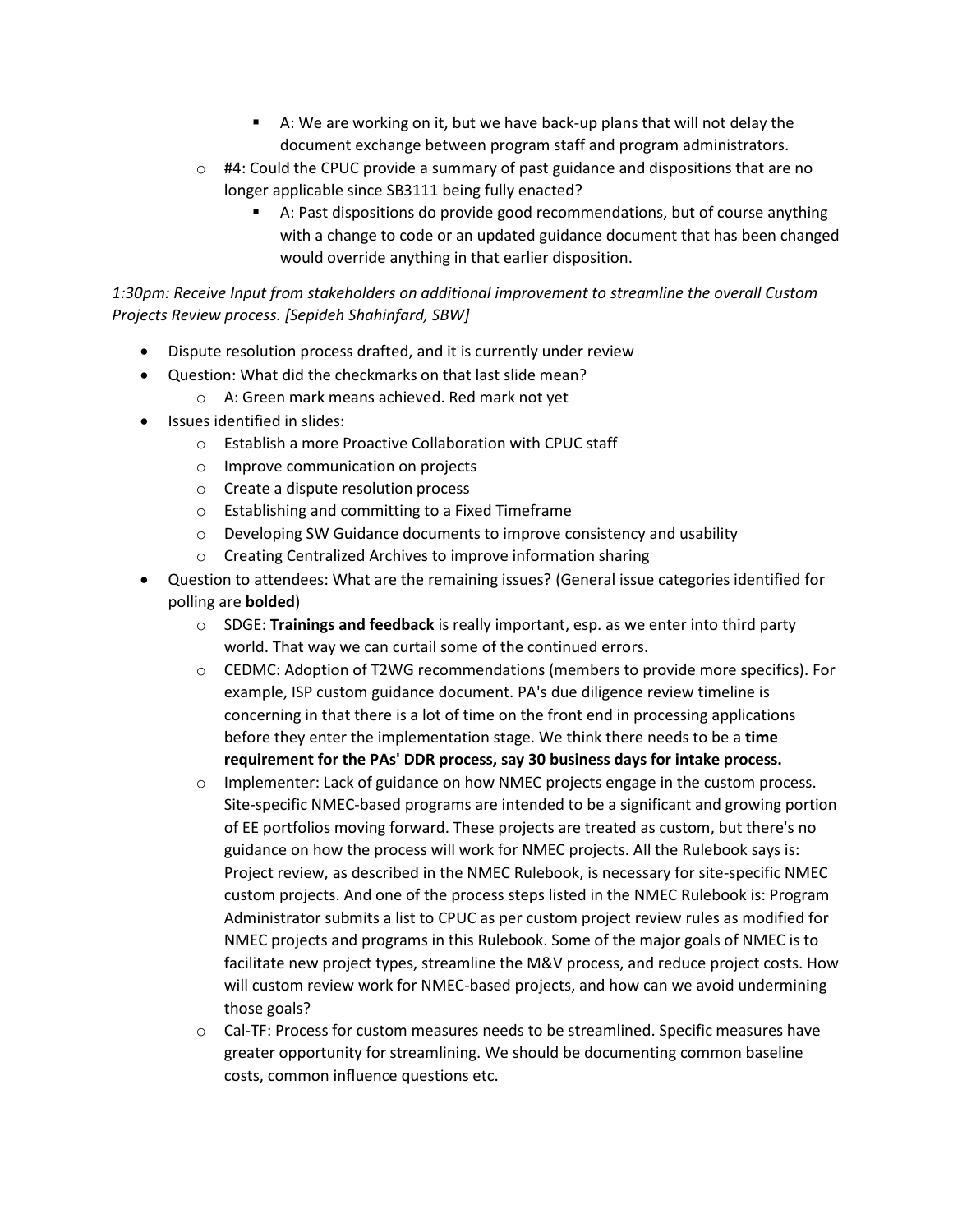- A: We are working on it, but we have back-up plans that will not delay the document exchange between program staff and program administrators.
    - #4: Could the CPUC provide a summary of past guidance and dispositions that are no longer applicable since SB3111 being fully enacted?
        - A: Past dispositions do provide good recommendations, but of course anything with a change to code or an updated guidance document that has been changed would override anything in that earlier disposition.

*1:30pm: Receive Input from stakeholders on additional improvement to streamline the overall Custom Projects Review process. [Sepideh Shahinfard, SBW]*

- Dispute resolution process drafted, and it is currently under review
- Question: What did the checkmarks on that last slide mean?
    - A: Green mark means achieved. Red mark not yet
- Issues identified in slides:
    - Establish a more Proactive Collaboration with CPUC staff
    - Improve communication on projects
    - Create a dispute resolution process
    - Establishing and committing to a Fixed Timeframe
    - Developing SW Guidance documents to improve consistency and usability
    - Creating Centralized Archives to improve information sharing
- Question to attendees: What are the remaining issues? (General issue categories identified for polling are **bolded**)
    - SDGE: **Trainings and feedback** is really important, esp. as we enter into third party world. That way we can curtail some of the continued errors.
    - CEDMC: Adoption of T2WG recommendations (members to provide more specifics). For example, ISP custom guidance document. PA's due diligence review timeline is concerning in that there is a lot of time on the front end in processing applications before they enter the implementation stage. We think there needs to be a **time requirement for the PAs' DDR process, say 30 business days for intake process.**
    - Implementer: Lack of guidance on how NMEC projects engage in the custom process. Site-specific NMEC-based programs are intended to be a significant and growing portion of EE portfolios moving forward. These projects are treated as custom, but there's no guidance on how the process will work for NMEC projects. All the Rulebook says is: Project review, as described in the NMEC Rulebook, is necessary for site-specific NMEC custom projects. And one of the process steps listed in the NMEC Rulebook is: Program Administrator submits a list to CPUC as per custom project review rules as modified for NMEC projects and programs in this Rulebook. Some of the major goals of NMEC is to facilitate new project types, streamline the M&V process, and reduce project costs. How will custom review work for NMEC-based projects, and how can we avoid undermining those goals?
    - Cal-TF: Process for custom measures needs to be streamlined. Specific measures have greater opportunity for streamlining. We should be documenting common baseline costs, common influence questions etc.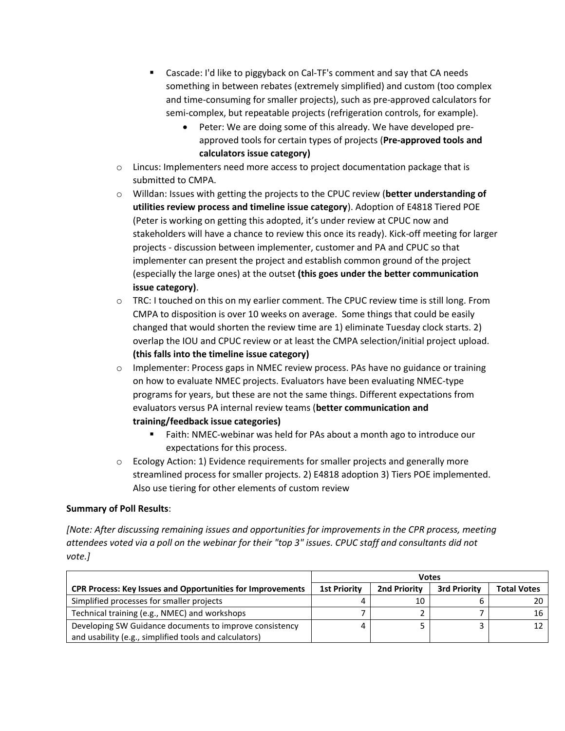- Cascade: I'd like to piggyback on Cal-TF's comment and say that CA needs something in between rebates (extremely simplified) and custom (too complex and time-consuming for smaller projects), such as pre-approved calculators for semi-complex, but repeatable projects (refrigeration controls, for example).
            - Peter: We are doing some of this already. We have developed pre-approved tools for certain types of projects (**Pre-approved tools and calculators issue category)**
- Lincus: Implementers need more access to project documentation package that is submitted to CMPA.
- Willdan: Issues with getting the projects to the CPUC review (**better understanding of utilities review process and timeline issue category**). Adoption of E4818 Tiered POE (Peter is working on getting this adopted, it's under review at CPUC now and stakeholders will have a chance to review this once its ready). Kick-off meeting for larger projects - discussion between implementer, customer and PA and CPUC so that implementer can present the project and establish common ground of the project (especially the large ones) at the outset **(this goes under the better communication issue category)**.
- TRC: I touched on this on my earlier comment. The CPUC review time is still long. From CMPA to disposition is over 10 weeks on average. Some things that could be easily changed that would shorten the review time are 1) eliminate Tuesday clock starts. 2) overlap the IOU and CPUC review or at least the CMPA selection/initial project upload. **(this falls into the timeline issue category)**
- Implementer: Process gaps in NMEC review process. PAs have no guidance or training on how to evaluate NMEC projects. Evaluators have been evaluating NMEC-type programs for years, but these are not the same things. Different expectations from evaluators versus PA internal review teams (**better communication and training/feedback issue categories)**
    - Faith: NMEC-webinar was held for PAs about a month ago to introduce our expectations for this process.
- Ecology Action: 1) Evidence requirements for smaller projects and generally more streamlined process for smaller projects. 2) E4818 adoption 3) Tiers POE implemented. Also use tiering for other elements of custom review

**Summary of Poll Results**:

*[Note: After discussing remaining issues and opportunities for improvements in the CPR process, meeting attendees voted via a poll on the webinar for their "top 3" issues. CPUC staff and consultants did not vote.]*

| | Votes | | | |
|---|---|---|---|---|
| **CPR Process: Key Issues and Opportunities for Improvements** | **1st Priority** | **2nd Priority** | **3rd Priority** | **Total Votes** |
| Simplified processes for smaller projects | 4 | 10 | 6 | 20 |
| Technical training (e.g., NMEC) and workshops | 7 | 2 | 7 | 16 |
| Developing SW Guidance documents to improve consistency and usability (e.g., simplified tools and calculators) | 4 | 5 | 3 | 12 |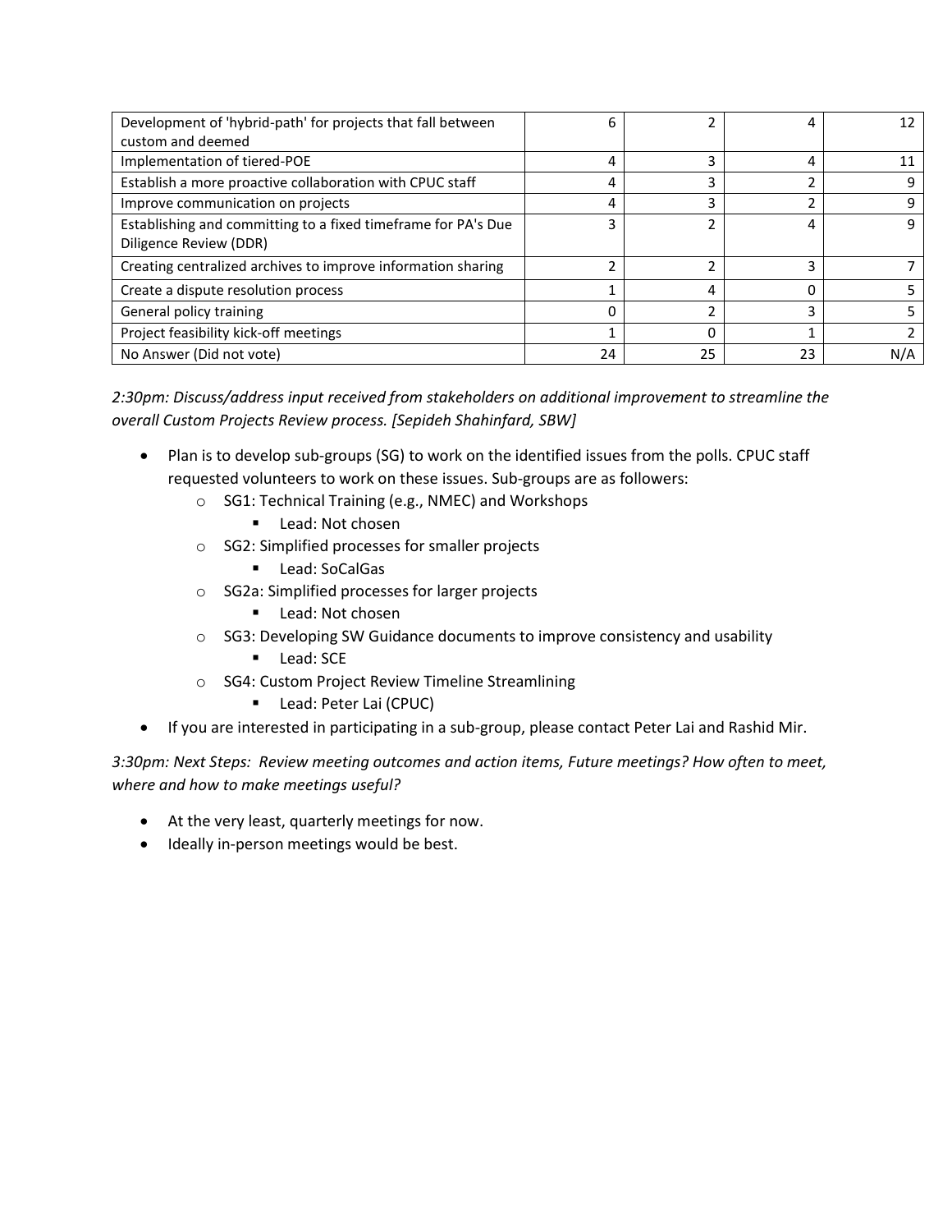| | | | | |
|---|---|---|---|---|
| Development of 'hybrid-path' for projects that fall between custom and deemed | 6 | 2 | 4 | 12 |
| Implementation of tiered-POE | 4 | 3 | 4 | 11 |
| Establish a more proactive collaboration with CPUC staff | 4 | 3 | 2 | 9 |
| Improve communication on projects | 4 | 3 | 2 | 9 |
| Establishing and committing to a fixed timeframe for PA's Due Diligence Review (DDR) | 3 | 2 | 4 | 9 |
| Creating centralized archives to improve information sharing | 2 | 2 | 3 | 7 |
| Create a dispute resolution process | 1 | 4 | 0 | 5 |
| General policy training | 0 | 2 | 3 | 5 |
| Project feasibility kick-off meetings | 1 | 0 | 1 | 2 |
| No Answer (Did not vote) | 24 | 25 | 23 | N/A |

*2:30pm: Discuss/address input received from stakeholders on additional improvement to streamline the overall Custom Projects Review process. [Sepideh Shahinfard, SBW]*

- Plan is to develop sub-groups (SG) to work on the identified issues from the polls. CPUC staff requested volunteers to work on these issues. Sub-groups are as followers:
  - SG1: Technical Training (e.g., NMEC) and Workshops
    - Lead: Not chosen
  - SG2: Simplified processes for smaller projects
    - Lead: SoCalGas
  - SG2a: Simplified processes for larger projects
    - Lead: Not chosen
  - SG3: Developing SW Guidance documents to improve consistency and usability
    - Lead: SCE
  - SG4: Custom Project Review Timeline Streamlining
    - Lead: Peter Lai (CPUC)
- If you are interested in participating in a sub-group, please contact Peter Lai and Rashid Mir.

*3:30pm: Next Steps: Review meeting outcomes and action items, Future meetings? How often to meet, where and how to make meetings useful?*

- At the very least, quarterly meetings for now.
- Ideally in-person meetings would be best.